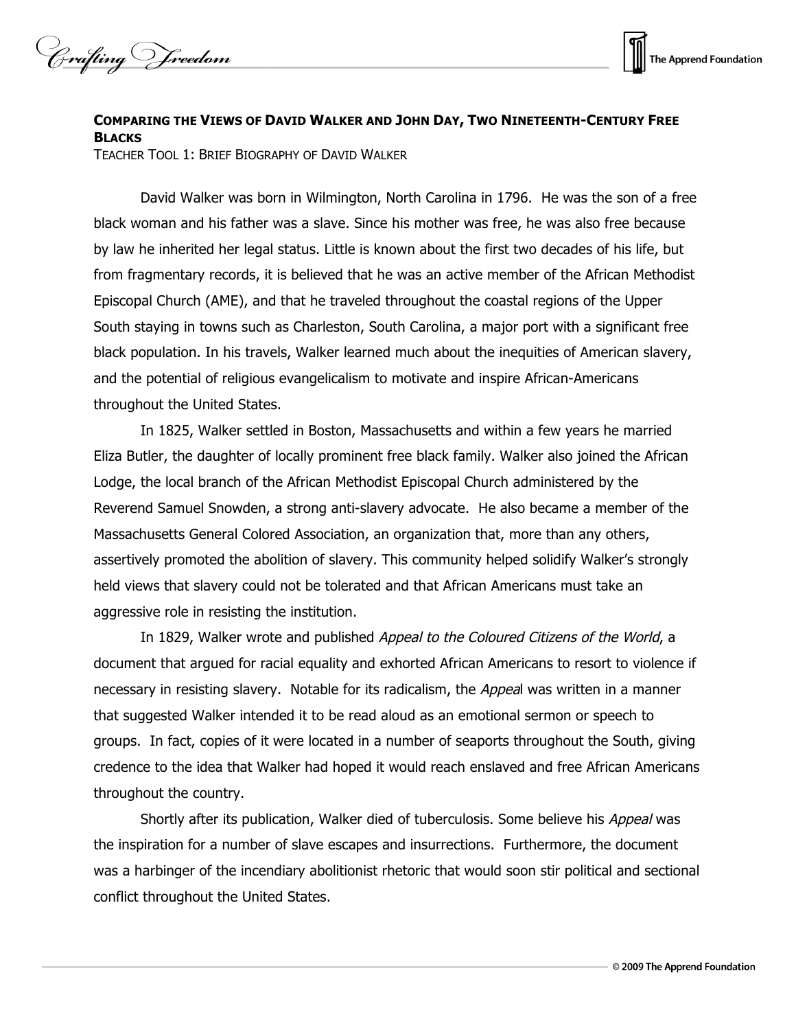## Comparing the Views of David Walker and John Day, Two Nineteenth-Century Free Blacks

Teacher Tool 1: Brief Biography of David Walker

David Walker was born in Wilmington, North Carolina in 1796. He was the son of a free black woman and his father was a slave. Since his mother was free, he was also free because by law he inherited her legal status. Little is known about the first two decades of his life, but from fragmentary records, it is believed that he was an active member of the African Methodist Episcopal Church (AME), and that he traveled throughout the coastal regions of the Upper South staying in towns such as Charleston, South Carolina, a major port with a significant free black population. In his travels, Walker learned much about the inequities of American slavery, and the potential of religious evangelicalism to motivate and inspire African-Americans throughout the United States.

In 1825, Walker settled in Boston, Massachusetts and within a few years he married Eliza Butler, the daughter of locally prominent free black family. Walker also joined the African Lodge, the local branch of the African Methodist Episcopal Church administered by the Reverend Samuel Snowden, a strong anti-slavery advocate. He also became a member of the Massachusetts General Colored Association, an organization that, more than any others, assertively promoted the abolition of slavery. This community helped solidify Walker's strongly held views that slavery could not be tolerated and that African Americans must take an aggressive role in resisting the institution.

In 1829, Walker wrote and published *Appeal to the Coloured Citizens of the World*, a document that argued for racial equality and exhorted African Americans to resort to violence if necessary in resisting slavery. Notable for its radicalism, the *Appeal* was written in a manner that suggested Walker intended it to be read aloud as an emotional sermon or speech to groups. In fact, copies of it were located in a number of seaports throughout the South, giving credence to the idea that Walker had hoped it would reach enslaved and free African Americans throughout the country.

Shortly after its publication, Walker died of tuberculosis. Some believe his *Appeal* was the inspiration for a number of slave escapes and insurrections. Furthermore, the document was a harbinger of the incendiary abolitionist rhetoric that would soon stir political and sectional conflict throughout the United States.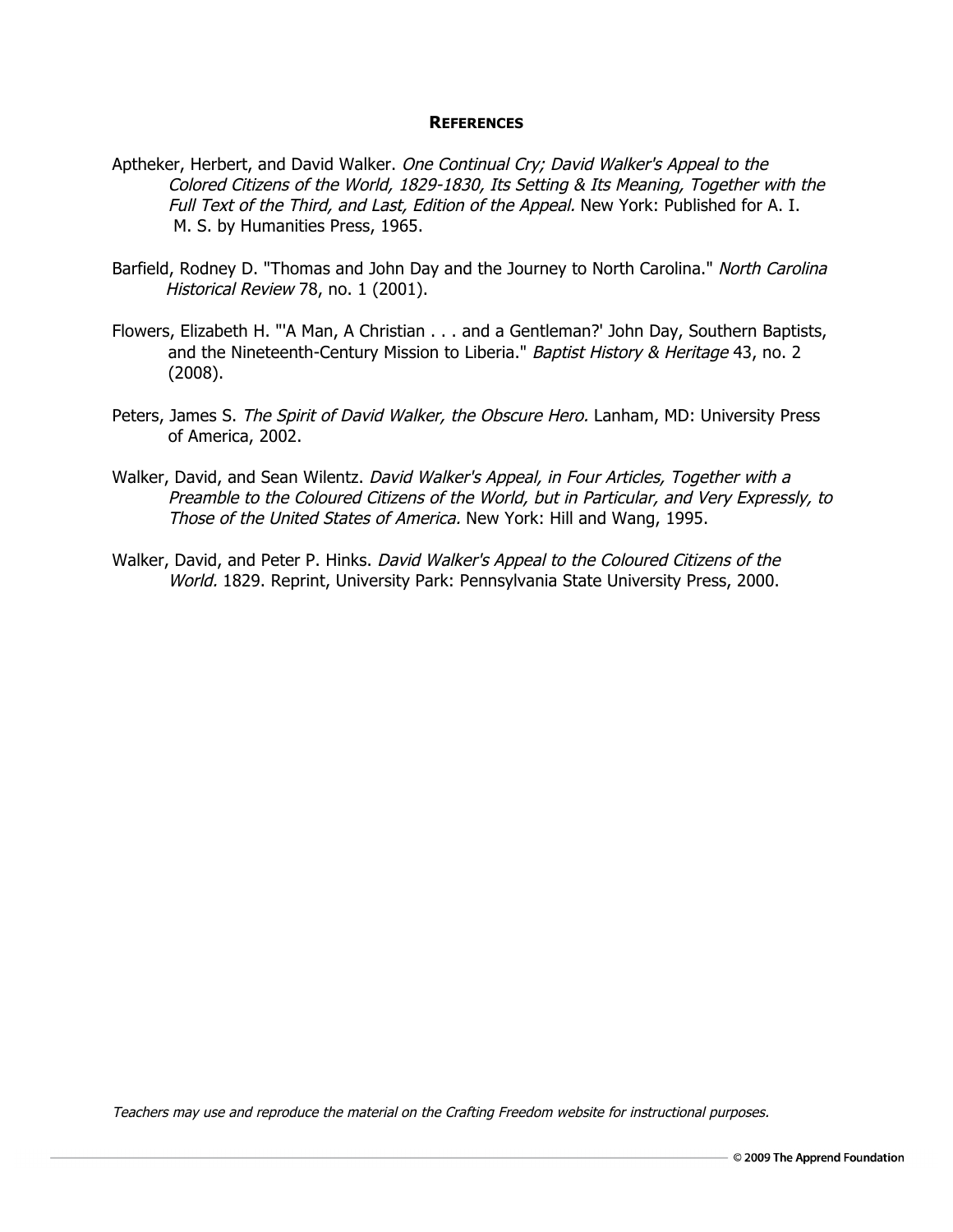## REFERENCES

Aptheker, Herbert, and David Walker. *One Continual Cry; David Walker's Appeal to the Colored Citizens of the World, 1829-1830, Its Setting & Its Meaning, Together with the Full Text of the Third, and Last, Edition of the Appeal.* New York: Published for A. I. M. S. by Humanities Press, 1965.

Barfield, Rodney D. "Thomas and John Day and the Journey to North Carolina." *North Carolina Historical Review* 78, no. 1 (2001).

Flowers, Elizabeth H. "'A Man, A Christian . . . and a Gentleman?' John Day, Southern Baptists, and the Nineteenth-Century Mission to Liberia." *Baptist History & Heritage* 43, no. 2 (2008).

Peters, James S. *The Spirit of David Walker, the Obscure Hero.* Lanham, MD: University Press of America, 2002.

Walker, David, and Sean Wilentz. *David Walker's Appeal, in Four Articles, Together with a Preamble to the Coloured Citizens of the World, but in Particular, and Very Expressly, to Those of the United States of America.* New York: Hill and Wang, 1995.

Walker, David, and Peter P. Hinks. *David Walker's Appeal to the Coloured Citizens of the World.* 1829. Reprint, University Park: Pennsylvania State University Press, 2000.

*Teachers may use and reproduce the material on the Crafting Freedom website for instructional purposes.*

© 2009 The Apprend Foundation